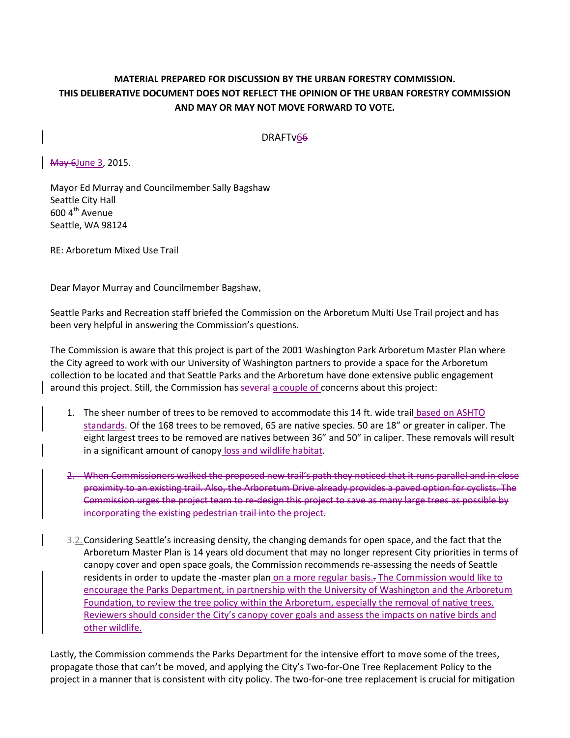**MATERIAL PREPARED FOR DISCUSSION BY THE URBAN FORESTRY COMMISSION.**
**THIS DELIBERATIVE DOCUMENT DOES NOT REFLECT THE OPINION OF THE URBAN FORESTRY COMMISSION AND MAY OR MAY NOT MOVE FORWARD TO VOTE.**

DRAFTv6~~6~~

~~May 6~~June 3, 2015.

Mayor Ed Murray and Councilmember Sally Bagshaw
Seattle City Hall
600 4th Avenue
Seattle, WA 98124

RE: Arboretum Mixed Use Trail

Dear Mayor Murray and Councilmember Bagshaw,

Seattle Parks and Recreation staff briefed the Commission on the Arboretum Multi Use Trail project and has been very helpful in answering the Commission's questions.

The Commission is aware that this project is part of the 2001 Washington Park Arboretum Master Plan where the City agreed to work with our University of Washington partners to provide a space for the Arboretum collection to be located and that Seattle Parks and the Arboretum have done extensive public engagement around this project. Still, the Commission has ~~several~~ a couple of concerns about this project:

1. The sheer number of trees to be removed to accommodate this 14 ft. wide trail based on ASHTO standards. Of the 168 trees to be removed, 65 are native species. 50 are 18" or greater in caliper. The eight largest trees to be removed are natives between 36" and 50" in caliper. These removals will result in a significant amount of canopy loss and wildlife habitat.

~~2. When Commissioners walked the proposed new trail's path they noticed that it runs parallel and in close proximity to an existing trail. Also, the Arboretum Drive already provides a paved option for cyclists. The Commission urges the project team to re-design this project to save as many large trees as possible by incorporating the existing pedestrian trail into the project.~~

~~3.~~2. Considering Seattle's increasing density, the changing demands for open space, and the fact that the Arboretum Master Plan is 14 years old document that may no longer represent City priorities in terms of canopy cover and open space goals, the Commission recommends re-assessing the needs of Seattle residents in order to update the ~~-~~master plan on a more regular basis.~~.~~ The Commission would like to encourage the Parks Department, in partnership with the University of Washington and the Arboretum Foundation, to review the tree policy within the Arboretum, especially the removal of native trees. Reviewers should consider the City's canopy cover goals and assess the impacts on native birds and other wildlife.

Lastly, the Commission commends the Parks Department for the intensive effort to move some of the trees, propagate those that can't be moved, and applying the City's Two-for-One Tree Replacement Policy to the project in a manner that is consistent with city policy. The two-for-one tree replacement is crucial for mitigation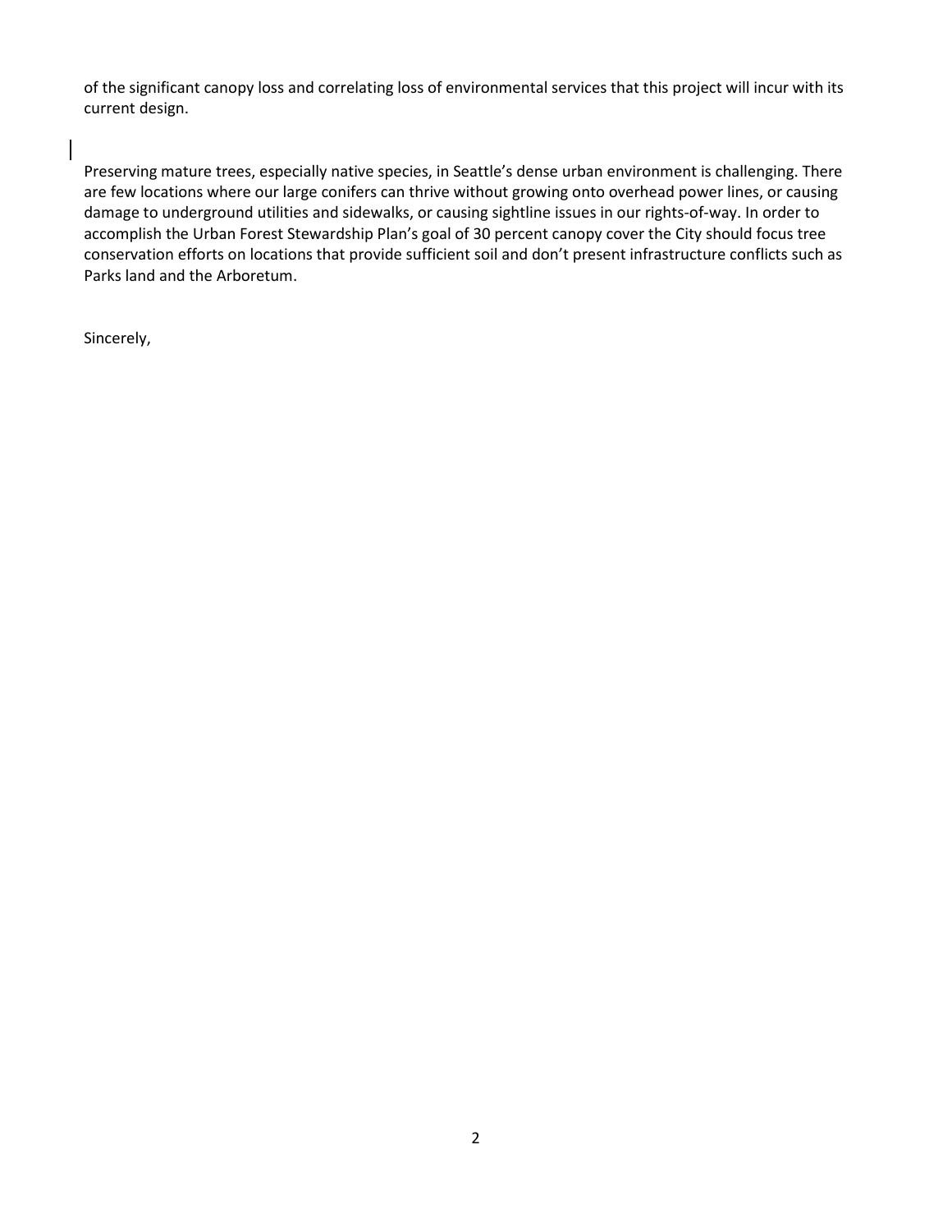of the significant canopy loss and correlating loss of environmental services that this project will incur with its current design.

Preserving mature trees, especially native species, in Seattle's dense urban environment is challenging. There are few locations where our large conifers can thrive without growing onto overhead power lines, or causing damage to underground utilities and sidewalks, or causing sightline issues in our rights-of-way. In order to accomplish the Urban Forest Stewardship Plan's goal of 30 percent canopy cover the City should focus tree conservation efforts on locations that provide sufficient soil and don't present infrastructure conflicts such as Parks land and the Arboretum.

Sincerely,